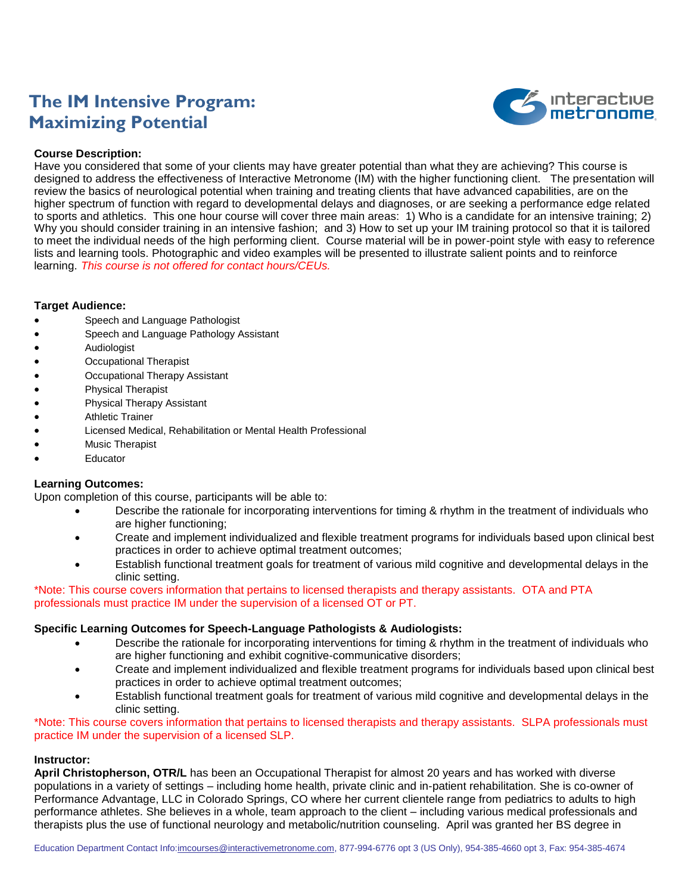# The IM Intensive Program: Maximizing Potential

**Course Description:**
Have you considered that some of your clients may have greater potential than what they are achieving? This course is designed to address the effectiveness of Interactive Metronome (IM) with the higher functioning client. The presentation will review the basics of neurological potential when training and treating clients that have advanced capabilities, are on the higher spectrum of function with regard to developmental delays and diagnoses, or are seeking a performance edge related to sports and athletics. This one hour course will cover three main areas: 1) Who is a candidate for an intensive training; 2) Why you should consider training in an intensive fashion; and 3) How to set up your IM training protocol so that it is tailored to meet the individual needs of the high performing client. Course material will be in power-point style with easy to reference lists and learning tools. Photographic and video examples will be presented to illustrate salient points and to reinforce learning. *This course is not offered for contact hours/CEUs.*

**Target Audience:**

- Speech and Language Pathologist
- Speech and Language Pathology Assistant
- Audiologist
- Occupational Therapist
- Occupational Therapy Assistant
- Physical Therapist
- Physical Therapy Assistant
- Athletic Trainer
- Licensed Medical, Rehabilitation or Mental Health Professional
- Music Therapist
- Educator

**Learning Outcomes:**
Upon completion of this course, participants will be able to:

- Describe the rationale for incorporating interventions for timing & rhythm in the treatment of individuals who are higher functioning;
- Create and implement individualized and flexible treatment programs for individuals based upon clinical best practices in order to achieve optimal treatment outcomes;
- Establish functional treatment goals for treatment of various mild cognitive and developmental delays in the clinic setting.

*Note: This course covers information that pertains to licensed therapists and therapy assistants. OTA and PTA professionals must practice IM under the supervision of a licensed OT or PT.

**Specific Learning Outcomes for Speech-Language Pathologists & Audiologists:**

- Describe the rationale for incorporating interventions for timing & rhythm in the treatment of individuals who are higher functioning and exhibit cognitive-communicative disorders;
- Create and implement individualized and flexible treatment programs for individuals based upon clinical best practices in order to achieve optimal treatment outcomes;
- Establish functional treatment goals for treatment of various mild cognitive and developmental delays in the clinic setting.

*Note: This course covers information that pertains to licensed therapists and therapy assistants. SLPA professionals must practice IM under the supervision of a licensed SLP.

**Instructor:**
**April Christopherson, OTR/L** has been an Occupational Therapist for almost 20 years and has worked with diverse populations in a variety of settings – including home health, private clinic and in-patient rehabilitation. She is co-owner of Performance Advantage, LLC in Colorado Springs, CO where her current clientele range from pediatrics to adults to high performance athletes. She believes in a whole, team approach to the client – including various medical professionals and therapists plus the use of functional neurology and metabolic/nutrition counseling. April was granted her BS degree in

Education Department Contact Info: imcourses@interactivemetronome.com, 877-994-6776 opt 3 (US Only), 954-385-4660 opt 3, Fax: 954-385-4674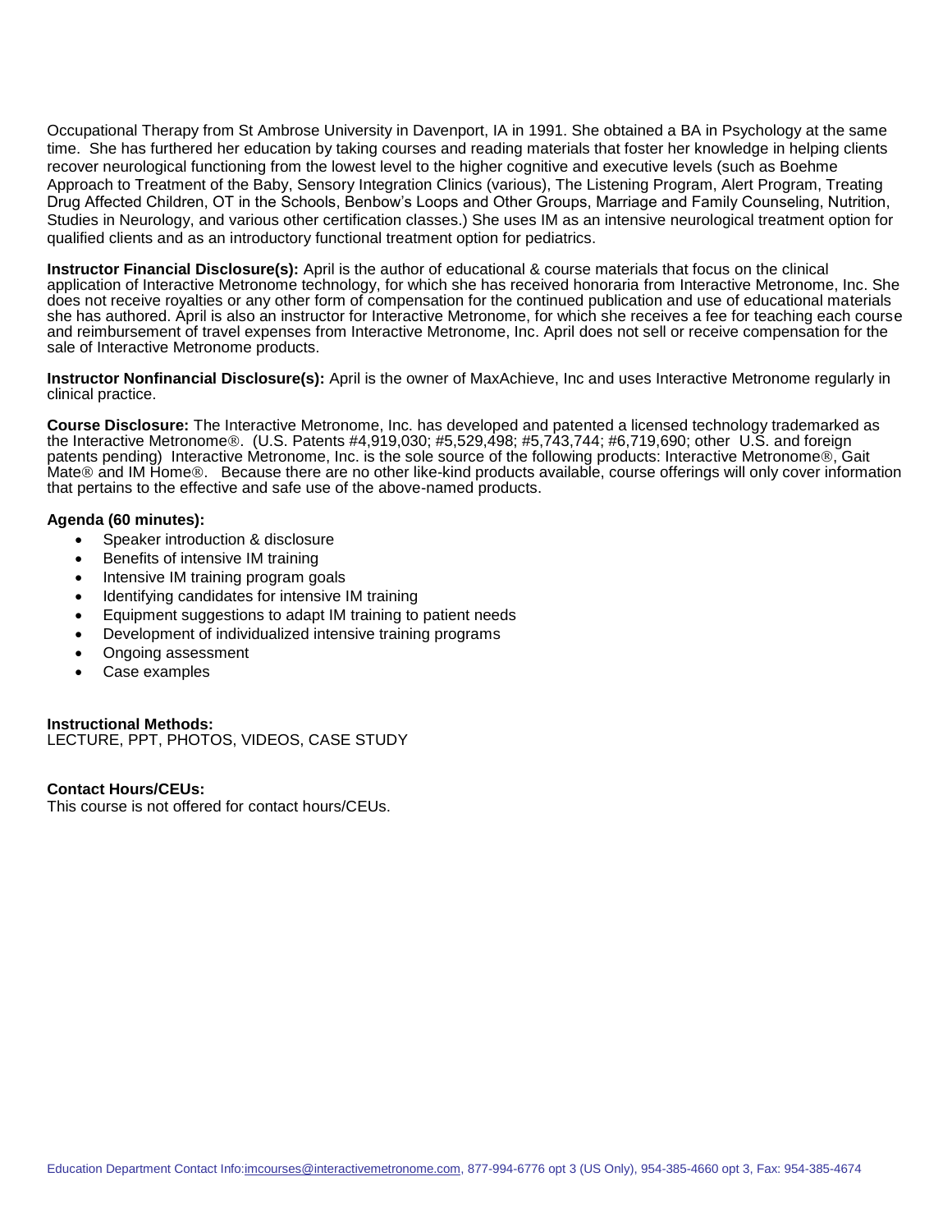Occupational Therapy from St Ambrose University in Davenport, IA in 1991. She obtained a BA in Psychology at the same time. She has furthered her education by taking courses and reading materials that foster her knowledge in helping clients recover neurological functioning from the lowest level to the higher cognitive and executive levels (such as Boehme Approach to Treatment of the Baby, Sensory Integration Clinics (various), The Listening Program, Alert Program, Treating Drug Affected Children, OT in the Schools, Benbow's Loops and Other Groups, Marriage and Family Counseling, Nutrition, Studies in Neurology, and various other certification classes.) She uses IM as an intensive neurological treatment option for qualified clients and as an introductory functional treatment option for pediatrics.

**Instructor Financial Disclosure(s):** April is the author of educational & course materials that focus on the clinical application of Interactive Metronome technology, for which she has received honoraria from Interactive Metronome, Inc. She does not receive royalties or any other form of compensation for the continued publication and use of educational materials she has authored. April is also an instructor for Interactive Metronome, for which she receives a fee for teaching each course and reimbursement of travel expenses from Interactive Metronome, Inc. April does not sell or receive compensation for the sale of Interactive Metronome products.

**Instructor Nonfinancial Disclosure(s):** April is the owner of MaxAchieve, Inc and uses Interactive Metronome regularly in clinical practice.

**Course Disclosure:** The Interactive Metronome, Inc. has developed and patented a licensed technology trademarked as the Interactive Metronome®. (U.S. Patents #4,919,030; #5,529,498; #5,743,744; #6,719,690; other U.S. and foreign patents pending) Interactive Metronome, Inc. is the sole source of the following products: Interactive Metronome®, Gait Mate® and IM Home®. Because there are no other like-kind products available, course offerings will only cover information that pertains to the effective and safe use of the above-named products.

**Agenda (60 minutes):**

- Speaker introduction & disclosure
- Benefits of intensive IM training
- Intensive IM training program goals
- Identifying candidates for intensive IM training
- Equipment suggestions to adapt IM training to patient needs
- Development of individualized intensive training programs
- Ongoing assessment
- Case examples

**Instructional Methods:**
LECTURE, PPT, PHOTOS, VIDEOS, CASE STUDY

**Contact Hours/CEUs:**
This course is not offered for contact hours/CEUs.

Education Department Contact Info:imcourses@interactivemetronome.com, 877-994-6776 opt 3 (US Only), 954-385-4660 opt 3, Fax: 954-385-4674